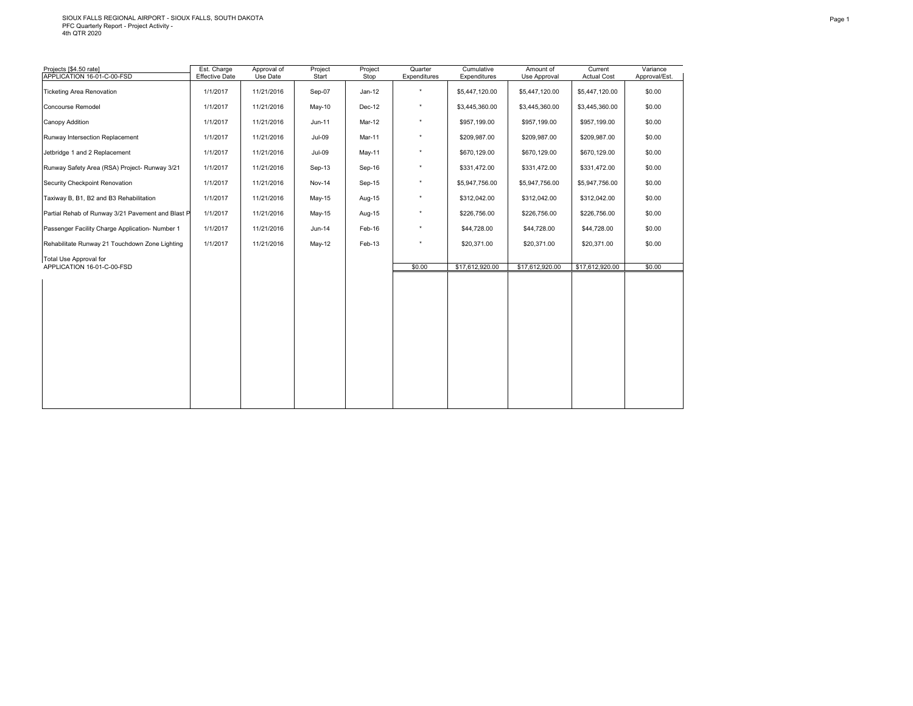SIOUX FALLS REGIONAL AIRPORT - SIOUX FALLS, SOUTH DAKOTA
PFC Quarterly Report - Project Activity -
4th QTR 2020

| Projects [$4.50 rate] APPLICATION 16-01-C-00-FSD | Est. Charge Effective Date | Approval of Use Date | Project Start | Project Stop | Quarter Expenditures | Cumulative Expenditures | Amount of Use Approval | Current Actual Cost | Variance Approval/Est. |
|---|---|---|---|---|---|---|---|---|---|
| Ticketing Area Renovation | 1/1/2017 | 11/21/2016 | Sep-07 | Jan-12 | * | $5,447,120.00 | $5,447,120.00 | $5,447,120.00 | $0.00 |
| Concourse Remodel | 1/1/2017 | 11/21/2016 | May-10 | Dec-12 | * | $3,445,360.00 | $3,445,360.00 | $3,445,360.00 | $0.00 |
| Canopy Addition | 1/1/2017 | 11/21/2016 | Jun-11 | Mar-12 | * | $957,199.00 | $957,199.00 | $957,199.00 | $0.00 |
| Runway Intersection Replacement | 1/1/2017 | 11/21/2016 | Jul-09 | Mar-11 | * | $209,987.00 | $209,987.00 | $209,987.00 | $0.00 |
| Jetbridge 1 and 2 Replacement | 1/1/2017 | 11/21/2016 | Jul-09 | May-11 | * | $670,129.00 | $670,129.00 | $670,129.00 | $0.00 |
| Runway Safety Area (RSA) Project- Runway 3/21 | 1/1/2017 | 11/21/2016 | Sep-13 | Sep-16 | * | $331,472.00 | $331,472.00 | $331,472.00 | $0.00 |
| Security Checkpoint Renovation | 1/1/2017 | 11/21/2016 | Nov-14 | Sep-15 | * | $5,947,756.00 | $5,947,756.00 | $5,947,756.00 | $0.00 |
| Taxiway B, B1, B2 and B3 Rehabilitation | 1/1/2017 | 11/21/2016 | May-15 | Aug-15 | * | $312,042.00 | $312,042.00 | $312,042.00 | $0.00 |
| Partial Rehab of Runway 3/21 Pavement and Blast P | 1/1/2017 | 11/21/2016 | May-15 | Aug-15 | * | $226,756.00 | $226,756.00 | $226,756.00 | $0.00 |
| Passenger Facility Charge Application- Number 1 | 1/1/2017 | 11/21/2016 | Jun-14 | Feb-16 | * | $44,728.00 | $44,728.00 | $44,728.00 | $0.00 |
| Rehabilitate Runway 21 Touchdown Zone Lighting | 1/1/2017 | 11/21/2016 | May-12 | Feb-13 | * | $20,371.00 | $20,371.00 | $20,371.00 | $0.00 |
| Total Use Approval for APPLICATION 16-01-C-00-FSD | | | | | $0.00 | $17,612,920.00 | $17,612,920.00 | $17,612,920.00 | $0.00 |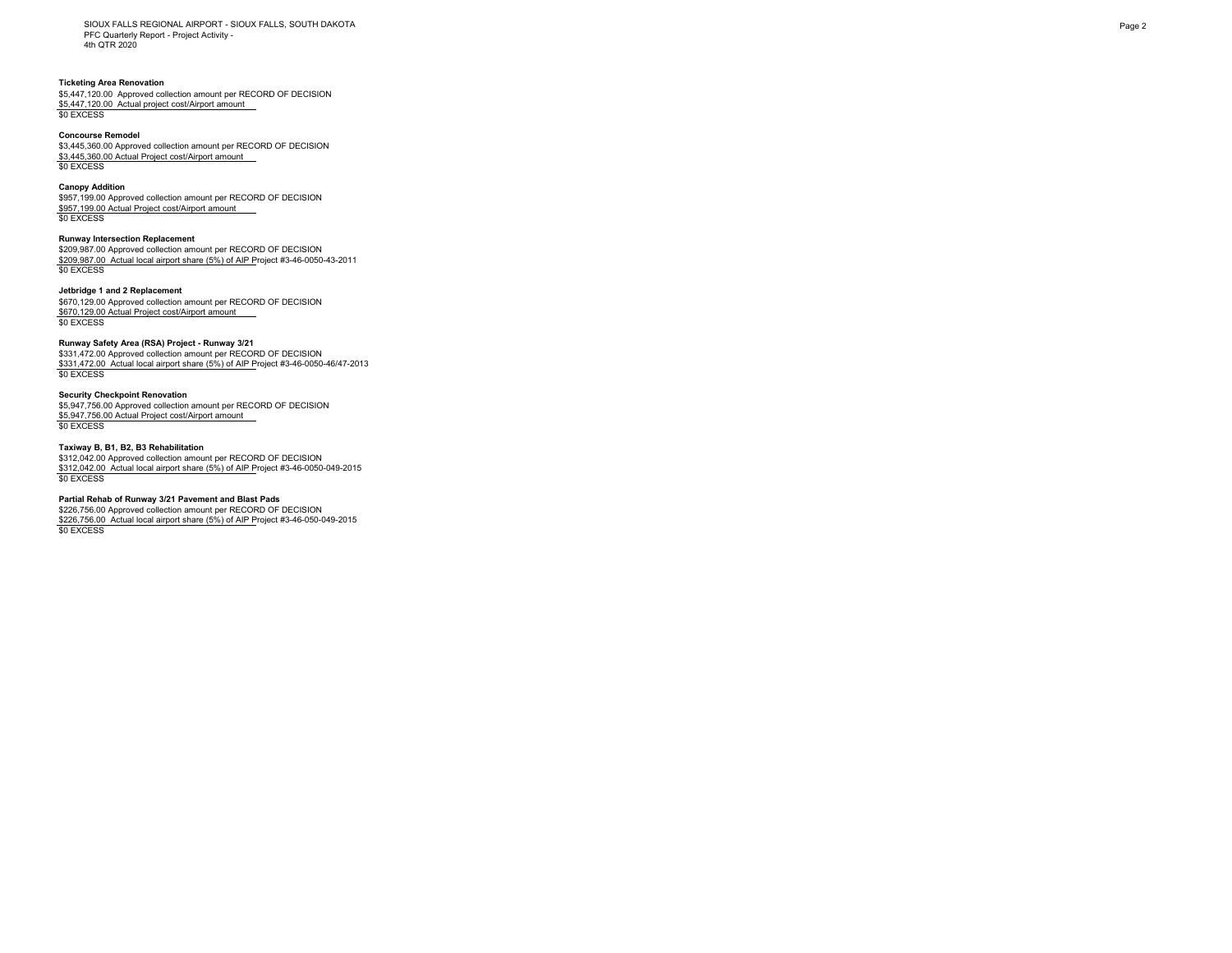SIOUX FALLS REGIONAL AIRPORT - SIOUX FALLS, SOUTH DAKOTA
PFC Quarterly Report - Project Activity -
4th QTR 2020

**Ticketing Area Renovation**
$5,447,120.00 Approved collection amount per RECORD OF DECISION
$5,447,120.00 Actual project cost/Airport amount
$0 EXCESS

**Concourse Remodel**
$3,445,360.00 Approved collection amount per RECORD OF DECISION
$3,445,360.00 Actual Project cost/Airport amount
$0 EXCESS

**Canopy Addition**
$957,199.00 Approved collection amount per RECORD OF DECISION
$957,199.00 Actual Project cost/Airport amount
$0 EXCESS

**Runway Intersection Replacement**
$209,987.00 Approved collection amount per RECORD OF DECISION
$209,987.00 Actual local airport share (5%) of AIP Project #3-46-0050-43-2011
$0 EXCESS

**Jetbridge 1 and 2 Replacement**
$670,129.00 Approved collection amount per RECORD OF DECISION
$670,129.00 Actual Project cost/Airport amount
$0 EXCESS

**Runway Safety Area (RSA) Project - Runway 3/21**
$331,472.00 Approved collection amount per RECORD OF DECISION
$331,472.00 Actual local airport share (5%) of AIP Project #3-46-0050-46/47-2013
$0 EXCESS

**Security Checkpoint Renovation**
$5,947,756.00 Approved collection amount per RECORD OF DECISION
$5,947,756.00 Actual Project cost/Airport amount
$0 EXCESS

**Taxiway B, B1, B2, B3 Rehabilitation**
$312,042.00 Approved collection amount per RECORD OF DECISION
$312,042.00 Actual local airport share (5%) of AIP Project #3-46-0050-049-2015
$0 EXCESS

**Partial Rehab of Runway 3/21 Pavement and Blast Pads**
$226,756.00 Approved collection amount per RECORD OF DECISION
$226,756.00 Actual local airport share (5%) of AIP Project #3-46-050-049-2015
$0 EXCESS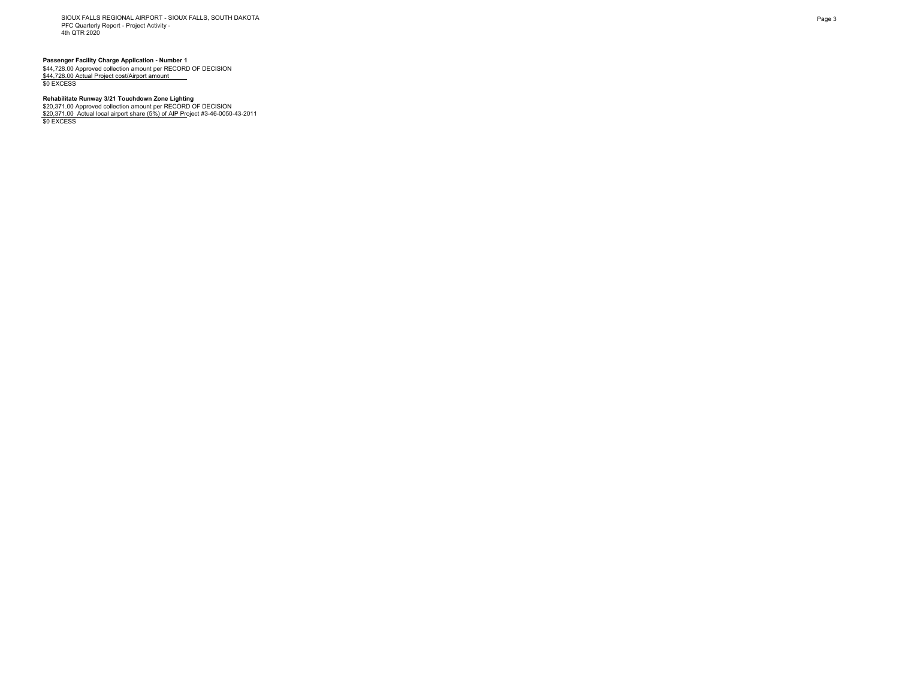**Passenger Facility Charge Application - Number 1**

$44,728.00 Approved collection amount per RECORD OF DECISION
$44,728.00 Actual Project cost/Airport amount
$0 EXCESS

**Rehabilitate Runway 3/21 Touchdown Zone Lighting**

$20,371.00 Approved collection amount per RECORD OF DECISION
$20,371.00 Actual local airport share (5%) of AIP Project #3-46-0050-43-2011
$0 EXCESS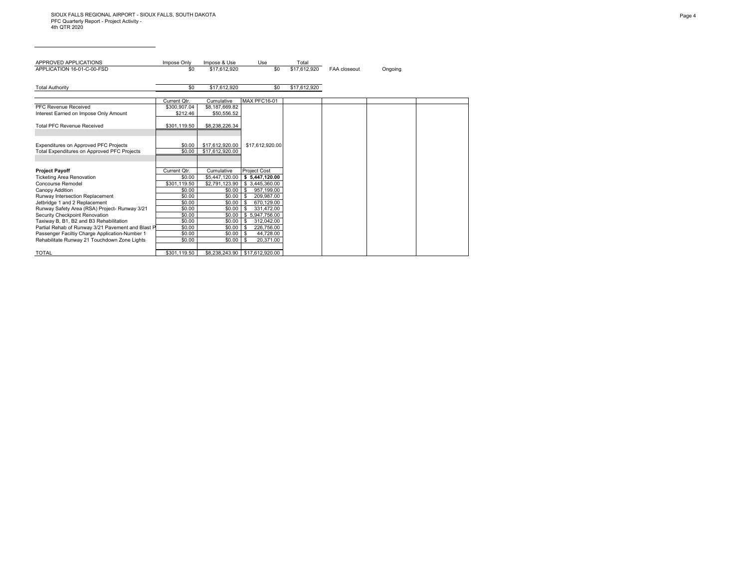SIOUX FALLS REGIONAL AIRPORT - SIOUX FALLS, SOUTH DAKOTA
PFC Quarterly Report - Project Activity -
4th QTR 2020

| APPROVED APPLICATIONS | Impose Only | Impose & Use | Use | Total | | |
|---|---|---|---|---|---|---|
| APPLICATION 16-01-C-00-FSD | $0 | $17,612,920 | $0 | $17,612,920 | FAA closeout | Ongoing |
| | | | | | | |
| Total Authority | $0 | $17,612,920 | $0 | $17,612,920 | | |

| | Current Qtr. | Cumulative | MAX PFC16-01 |
|---|---|---|---|
| PFC Revenue Received | $300,907.04 | $8,187,669.82 | |
| Interest Earned on Impose Only Amount | $212.46 | $50,556.52 | |
| | | | |
| Total PFC Revenue Received | $301,119.50 | $8,238,226.34 | |
| | | | |
| Expenditures on Approved PFC Projects | $0.00 | $17,612,920.00 | $17,612,920.00 |
| Total Expenditures on Approved PFC Projects | $0.00 | $17,612,920.00 | |

| **Project Payoff** | Current Qtr. | Cumulative | Project Cost |
|---|---|---|---|
| Ticketing Area Renovation | $0.00 | $5,447,120.00 | **$ 5,447,120.00** |
| Concourse Remodel | $301,119.50 | $2,791,123.90 | $ 3,445,360.00 |
| Canopy Addition | $0.00 | $0.00 | $ 957,199.00 |
| Runway Intersection Replacement | $0.00 | $0.00 | $ 209,987.00 |
| Jetbridge 1 and 2 Replacement | $0.00 | $0.00 | $ 670,129.00 |
| Runway Safety Area (RSA) Project- Runway 3/21 | $0.00 | $0.00 | $ 331,472.00 |
| Security Checkpoint Renovation | $0.00 | $0.00 | $ 5,947,756.00 |
| Taxiway B, B1, B2 and B3 Rehabilitation | $0.00 | $0.00 | $ 312,042.00 |
| Partial Rehab of Runway 3/21 Pavement and Blast P | $0.00 | $0.00 | $ 226,756.00 |
| Passenger Faciltiy Charge Application-Number 1 | $0.00 | $0.00 | $ 44,728.00 |
| Rehabilitate Runway 21 Touchdown Zone Lights | $0.00 | $0.00 | $ 20,371.00 |
| | | | |
| TOTAL | $301,119.50 | $8,238,243.90 | $17,612,920.00 |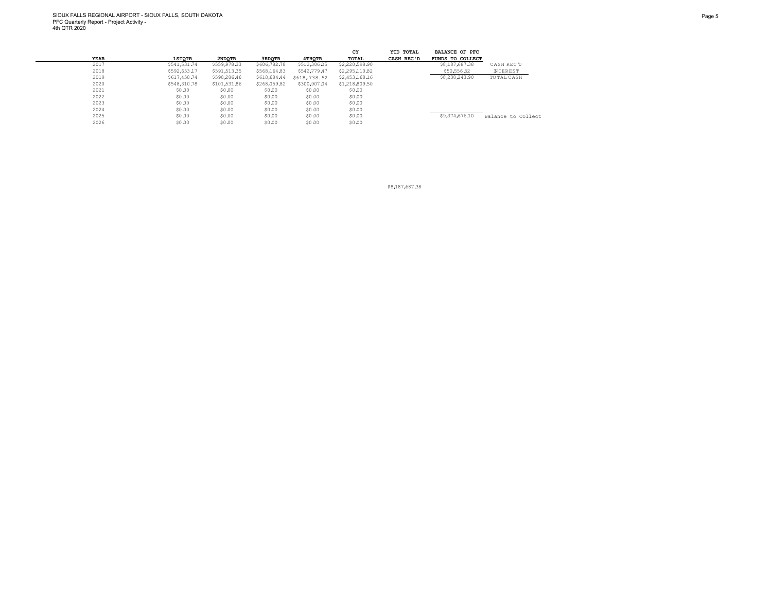SIOUX FALLS REGIONAL AIRPORT - SIOUX FALLS, SOUTH DAKOTA
PFC Quarterly Report - Project Activity -
4th QTR 2020

| YEAR | 1STQTR | 2NDQTR | 3RDQTR | 4THQTR | CY TOTAL | YTD TOTAL CASH REC'D | BALANCE OF PFC FUNDS TO COLLECT | |
|---|---|---|---|---|---|---|---|---|
| 2017 | $541,531.74 | $559,978.33 | $606,782.78 | $512,306.05 | $2,220,598.90 | | $8,187,687.38 | CASH REC'D |
| 2018 | $592,653.17 | $591,513.35 | $568,164.83 | $542,779.47 | $2,295,110.82 | | $50,556.52 | INTEREST |
| 2019 | $617,458.74 | $598,286.46 | $618,684.44 | $618,738.52 | $2,453,168.16 | | $8,238,243.90 | TOTAL CASH |
| 2020 | $548,310.78 | $101,531.86 | $268,059.82 | $300,907.04 | $1,218,809.50 | | | |
| 2021 | $0.00 | $0.00 | $0.00 | $0.00 | $0.00 | | | |
| 2022 | $0.00 | $0.00 | $0.00 | $0.00 | $0.00 | | | |
| 2023 | $0.00 | $0.00 | $0.00 | $0.00 | $0.00 | | | |
| 2024 | $0.00 | $0.00 | $0.00 | $0.00 | $0.00 | | | |
| 2025 | $0.00 | $0.00 | $0.00 | $0.00 | $0.00 | | $9,374,676.10 | Balance to Collect |
| 2026 | $0.00 | $0.00 | $0.00 | $0.00 | $0.00 | | | |

$8,187,687.38